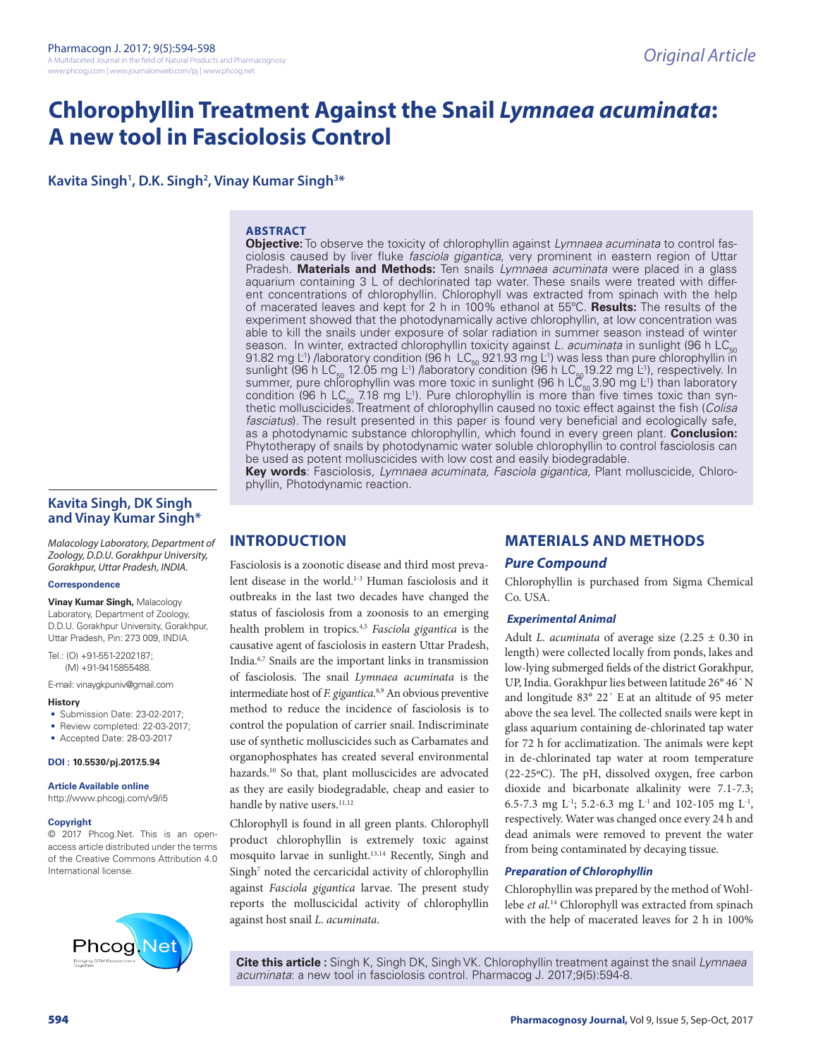*Original Article*

# Chlorophyllin Treatment Against the Snail *Lymnaea acuminata*: A new tool in Fasciolosis Control

**Kavita Singh[1], D.K. Singh[2], Vinay Kumar Singh[3]***

## ABSTRACT

**Objective:** To observe the toxicity of chlorophyllin against *Lymnaea acuminata* to control fasciolosis caused by liver fluke *fasciola gigantica*, very prominent in eastern region of Uttar Pradesh. **Materials and Methods:** Ten snails *Lymnaea acuminata* were placed in a glass aquarium containing 3 L of dechlorinated tap water. These snails were treated with different concentrations of chlorophyllin. Chlorophyll was extracted from spinach with the help of macerated leaves and kept for 2 h in 100% ethanol at 55ºC. **Results:** The results of the experiment showed that the photodynamically active chlorophyllin, at low concentration was able to kill the snails under exposure of solar radiation in summer season instead of winter season. In winter, extracted chlorophyllin toxicity against *L. acuminata* in sunlight (96 h $LC_{50}$ 91.82 mg $L^{-1}$) /laboratory condition (96 h $LC_{50}$ 921.93 mg $L^{-1}$) was less than pure chlorophyllin in sunlight (96 h $LC_{50}$ 12.05 mg $L^{-1}$) /laboratory condition (96 h $LC_{50}$19.22 mg $L^{-1}$), respectively. In summer, pure chlorophyllin was more toxic in sunlight (96 h $LC_{50}$ 3.90 mg $L^{-1}$) than laboratory condition (96 h $LC_{50}$ 7.18 mg $L^{-1}$). Pure chlorophyllin is more than five times toxic than synthetic molluscicides. Treatment of chlorophyllin caused no toxic effect against the fish (*Colisa fasciatus*). The result presented in this paper is found very beneficial and ecologically safe, as a photodynamic substance chlorophyllin, which found in every green plant. **Conclusion:** Phytotherapy of snails by photodynamic water soluble chlorophyllin to control fasciolosis can be used as potent molluscicides with low cost and easily biodegradable.

**Key words**: Fasciolosis, *Lymnaea acuminata, Fasciola gigantica,* Plant molluscicide, Chlorophyllin, Photodynamic reaction.

**Kavita Singh, DK Singh and Vinay Kumar Singh***

*Malacology Laboratory, Department of Zoology, D.D.U. Gorakhpur University, Gorakhpur, Uttar Pradesh, INDIA.*

**Correspondence**

**Vinay Kumar Singh,** Malacology Laboratory, Department of Zoology, D.D.U. Gorakhpur University, Gorakhpur, Uttar Pradesh, Pin: 273 009, INDIA.

Tel.: (O) +91-551-2202187; (M) +91-9415855488.

E-mail: vinaygkpuniv@gmail.com

**History**

- Submission Date: 23-02-2017;
- Review completed: 22-03-2017;
- Accepted Date: 28-03-2017

**DOI : 10.5530/pj.2017.5.94**

**Article Available online**

http://www.phcogj.com/v9/i5

**Copyright**

© 2017 Phcog.Net. This is an open-access article distributed under the terms of the Creative Commons Attribution 4.0 International license.

## INTRODUCTION

Fasciolosis is a zoonotic disease and third most prevalent disease in the world.[1-3] Human fasciolosis and it outbreaks in the last two decades have changed the status of fasciolosis from a zoonosis to an emerging health problem in tropics.[4,5] *Fasciola gigantica* is the causative agent of fasciolosis in eastern Uttar Pradesh, India.[6,7] Snails are the important links in transmission of fasciolosis. The snail *Lymnaea acuminata* is the intermediate host of *F. gigantica*.[8,9] An obvious preventive method to reduce the incidence of fasciolosis is to control the population of carrier snail. Indiscriminate use of synthetic molluscicides such as Carbamates and organophosphates has created several environmental hazards.[10] So that, plant molluscicides are advocated as they are easily biodegradable, cheap and easier to handle by native users.[11,12]

Chlorophyll is found in all green plants. Chlorophyll product chlorophyllin is extremely toxic against mosquito larvae in sunlight.[13,14] Recently, Singh and Singh[7] noted the cercaricidal activity of chlorophyllin against *Fasciola gigantica* larvae. The present study reports the molluscicidal activity of chlorophyllin against host snail *L. acuminata*.

## MATERIALS AND METHODS

### Pure Compound

Chlorophyllin is purchased from Sigma Chemical Co. USA.

### Experimental Animal

Adult *L. acuminata* of average size (2.25 ± 0.30 in length) were collected locally from ponds, lakes and low-lying submerged fields of the district Gorakhpur, UP, India. Gorakhpur lies between latitude 26° 46´ N and longitude 83° 22´ E at an altitude of 95 meter above the sea level. The collected snails were kept in glass aquarium containing de-chlorinated tap water for 72 h for acclimatization. The animals were kept in de-chlorinated tap water at room temperature (22-25ºC). The pH, dissolved oxygen, free carbon dioxide and bicarbonate alkalinity were 7.1-7.3; 6.5-7.3 mg $L^{-1}$; 5.2-6.3 mg $L^{-1}$ and 102-105 mg $L^{-1}$, respectively. Water was changed once every 24 h and dead animals were removed to prevent the water from being contaminated by decaying tissue.

### Preparation of Chlorophyllin

Chlorophyllin was prepared by the method of Wohllebe *et al.*[14] Chlorophyll was extracted from spinach with the help of macerated leaves for 2 h in 100%

**Cite this article :** Singh K, Singh DK, Singh VK. Chlorophyllin treatment against the snail *Lymnaea acuminata*: a new tool in fasciolosis control. Pharmacog J. 2017;9(5):594-8.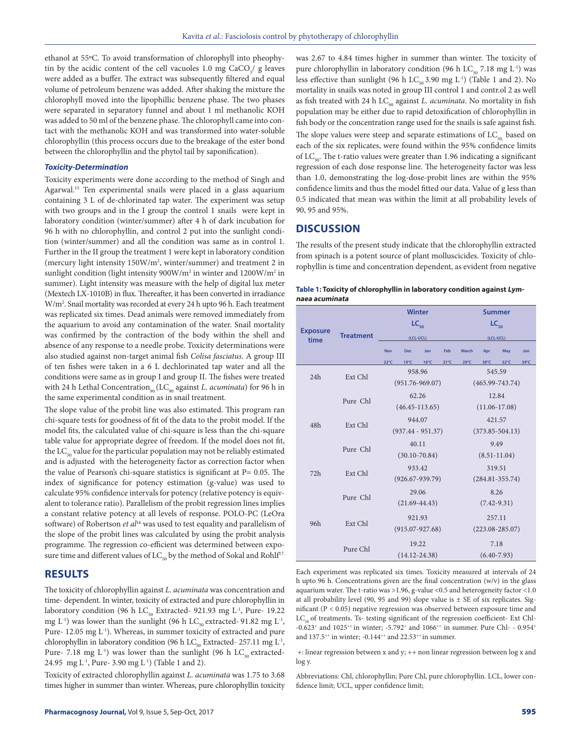ethanol at 55ºC. To avoid transformation of chlorophyll into pheophytin by the acidic content of the cell vacuoles 1.0 mg $CaCO_3$/ g leaves were added as a buffer. The extract was subsequently filtered and equal volume of petroleum benzene was added. After shaking the mixture the chlorophyll moved into the lipophillic benzene phase. The two phases were separated in separatory funnel and about 1 ml methanolic KOH was added to 50 ml of the benzene phase. The chlorophyll came into contact with the methanolic KOH and was transformed into water-soluble chlorophyllin (this process occurs due to the breakage of the ester bond between the chlorophyllin and the phytol tail by saponification).

### *Toxicity-Determination*

Toxicity experiments were done according to the method of Singh and Agarwal.[15] Ten experimental snails were placed in a glass aquarium containing 3 L of de-chlorinated tap water. The experiment was setup with two groups and in the I group the control 1 snails were kept in laboratory condition (winter/summer) after 4 h of dark incubation for 96 h with no chlorophyllin, and control 2 put into the sunlight condition (winter/summer) and all the condition was same as in control 1. Further in the II group the treatment 1 were kept in laboratory condition (mercury light intensity 150W/m$^2$, winter/summer) and treatment 2 in sunlight condition (light intensity 900W/m$^2$ in winter and 1200W/m$^2$ in summer). Light intensity was measure with the help of digital lux meter (Mextech LX-1010B) in flux. Thereafter, it has been converted in irradiance W/m$^2$. Snail mortality was recorded at every 24 h upto 96 h. Each treatment was replicated six times. Dead animals were removed immediately from the aquarium to avoid any contamination of the water. Snail mortality was confirmed by the contraction of the body within the shell and absence of any response to a needle probe. Toxicity determinations were also studied against non-target animal fish *Colisa fasciatus*. A group III of ten fishes were taken in a 6 L dechlorinated tap water and all the conditions were same as in group I and group II. The fishes were treated with 24 h Lethal Concentration$_{90}$ (LC$_{90}$ against *L. acuminata*) for 96 h in the same experimental condition as in snail treatment.

The slope value of the probit line was also estimated. This program ran chi-square tests for goodness of fit of the data to the probit model. If the model fits, the calculated value of chi-square is less than the chi-square table value for appropriate degree of freedom. If the model does not fit, the LC$_{50}$ value for the particular population may not be reliably estimated and is adjusted with the heterogeneity factor as correction factor when the value of Pearson's chi-square statistics is significant at P= 0.05. The index of significance for potency estimation (g-value) was used to calculate 95% confidence intervals for potency (relative potency is equivalent to tolerance ratio). Parallelism of the probit regression lines implies a constant relative potency at all levels of response. POLO-PC (LeOra software) of Robertson *et al*[16] was used to test equality and parallelism of the slope of the probit lines was calculated by using the probit analysis programme. The regression co-efficient was determined between exposure time and different values of LC$_{50}$ by the method of Sokal and Rohlf[17].

## RESULTS

The toxicity of chlorophyllin against *L. acuminata* was concentration and time- dependent. In winter, toxicity of extracted and pure chlorophyllin in laboratory condition (96 h LC$_{50}$ Extracted- 921.93 mg L$^{-1}$, Pure- 19.22 mg L$^{-1}$) was lower than the sunlight (96 h LC$_{50}$ extracted- 91.82 mg L$^{-1}$, Pure- 12.05 mg L$^{-1}$). Whereas, in summer toxicity of extracted and pure chlorophyllin in laboratory condition (96 h LC$_{50}$ Extracted- 257.11 mg L$^{-1}$, Pure- 7.18 mg L$^{-1}$) was lower than the sunlight (96 h LC$_{50}$ extracted- 24.95 mg L$^{-1}$, Pure- 3.90 mg L$^{-1}$) (Table 1 and 2).

Toxicity of extracted chlorophyllin against *L. acuminata* was 1.75 to 3.68 times higher in summer than winter. Whereas, pure chlorophyllin toxicity was 2.67 to 4.84 times higher in summer than winter. The toxicity of pure chlorophyllin in laboratory condition (96 h LC$_{50}$ 7.18 mg L$^{-1}$) was less effective than sunlight (96 h LC$_{50}$ 3.90 mg L$^{-1}$) (Table 1 and 2). No mortality in snails was noted in group III control 1 and contr.ol 2 as well as fish treated with 24 h LC$_{90}$ against *L. acuminata*. No mortality in fish population may be either due to rapid detoxification of chlorophyllin in fish body or the concentration range used for the snails is safe against fish.

The slope values were steep and separate estimations of LC$_{50}$ based on each of the six replicates, were found within the 95% confidence limits of LC$_{50}$. The t-ratio values were greater than 1.96 indicating a significant regression of each dose response line. The heterogeneity factor was less than 1.0, demonstrating the log-dose-probit lines are within the 95% confidence limits and thus the model fitted our data. Value of g less than 0.5 indicated that mean was within the limit at all probability levels of 90, 95 and 95%.

## DISCUSSION

The results of the present study indicate that the chlorophyllin extracted from spinach is a potent source of plant molluscicides. Toxicity of chlorophyllin is time and concentration dependent, as evident from negative

**Table 1: Toxicity of chlorophyllin in laboratory condition against *Lymnaea acuminata***

| Exposure time | Treatment | Winter LC$_{50}$ (LCL-UCL) Nov 22°C, Dec 19°C, Jan 16°C, Feb 21°C | Summer LC$_{50}$ (LCL-UCL) March 29°C, Apr 39°C, May 32°C, Jun 39°C |
|---|---|---|---|
| 24h | Ext Chl | 958.96 (951.76-969.07) | 545.59 (465.99-743.74) |
| | Pure Chl | 62.26 (46.45-113.65) | 12.84 (11.06-17.08) |
| 48h | Ext Chl | 944.07 (937.44 - 951.37) | 421.57 (373.85-504.13) |
| | Pure Chl | 40.11 (30.10-70.84) | 9.49 (8.51-11.04) |
| 72h | Ext Chl | 933.42 (926.67-939.79) | 319.51 (284.81-355.74) |
| | Pure Chl | 29.06 (21.69-44.43) | 8.26 (7.42-9.31) |
| 96h | Ext Chl | 921.93 (915.07-927.68) | 257.11 (223.08-285.07) |
| | Pure Chl | 19.22 (14.12-24.38) | 7.18 (6.40-7.93) |

Each experiment was replicated six times. Toxicity measured at intervals of 24 h upto 96 h. Concentrations given are the final concentration (w/v) in the glass aquarium water. The t-ratio was >1.96, g-value <0.5 and heterogeneity factor <1.0 at all probability level (90, 95 and 99) slope value is ± SE of six replicates. Significant (P < 0.05) negative regression was observed between exposure time and LC$_{50}$ of treatments. Ts- testing significant of the regression coefficient- Ext Chl- -0.623$^{+}$ and 1025$^{++}$ in winter; -5.792$^{+}$ and 1066$^{++}$ in summer. Pure Chl- - 0.954$^{+}$ and 137.5$^{++}$ in winter; -0.144$^{++}$ and 22.53$^{++}$ in summer.

+: linear regression between x and y; ++ non linear regression between log x and log y.

Abbreviations: Chl, chlorophyllin; Pure Chl, pure chlorophyllin. LCL, lower confidence limit; UCL, upper confidence limit;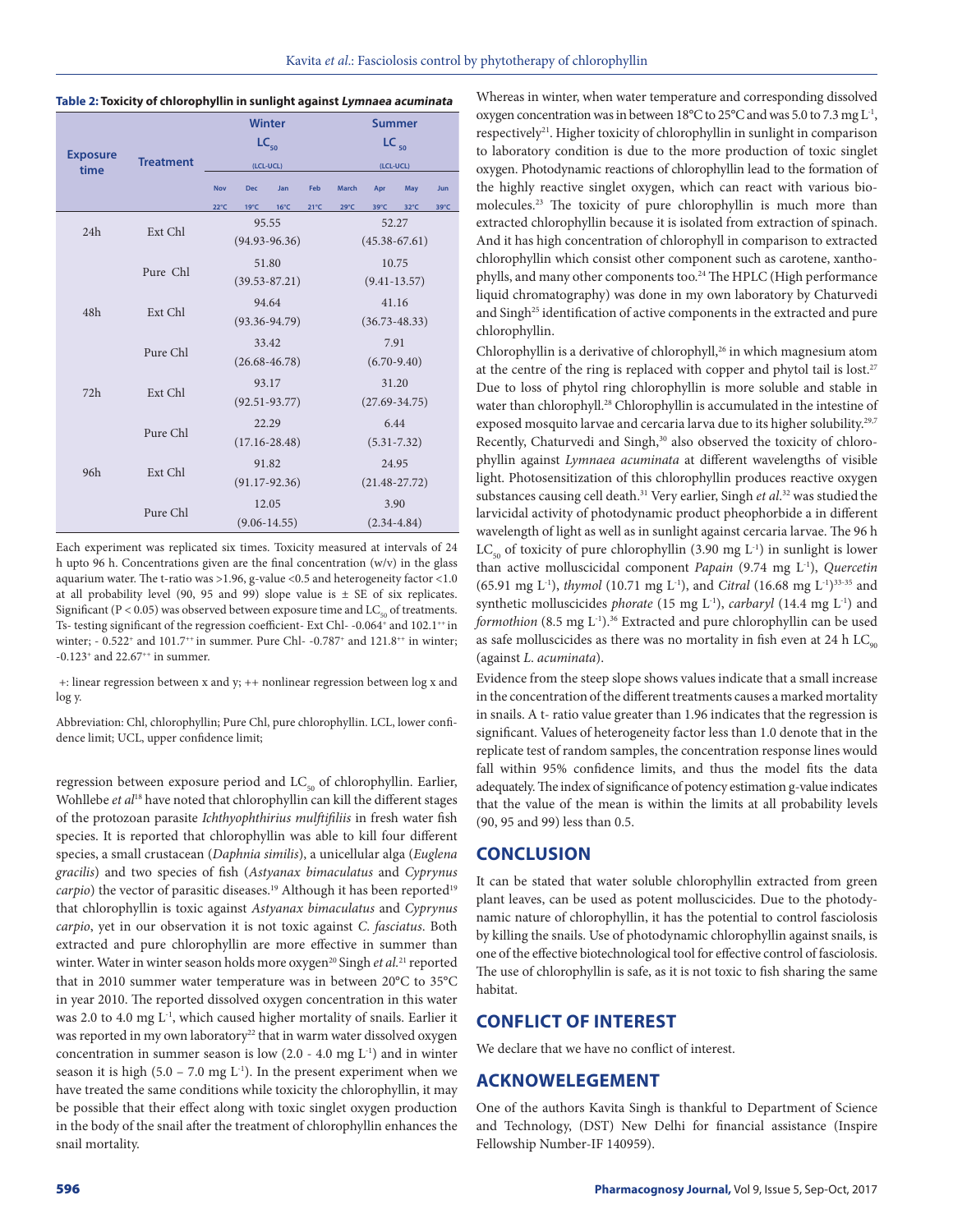**Table 2: Toxicity of chlorophyllin in sunlight against *Lymnaea acuminata***

| Exposure time | Treatment | Winter $LC_{50}$ (LCL-UCL) | Summer $LC_{50}$ (LCL-UCL) |
|---|---|---|---|
| | | Nov 22°C, Dec 19°C, Jan 16°C, Feb 21°C | March 29°C, Apr 39°C, May 32°C, Jun 39°C |
| 24h | Ext Chl | 95.55 (94.93-96.36) | 52.27 (45.38-67.61) |
| | Pure Chl | 51.80 (39.53-87.21) | 10.75 (9.41-13.57) |
| 48h | Ext Chl | 94.64 (93.36-94.79) | 41.16 (36.73-48.33) |
| | Pure Chl | 33.42 (26.68-46.78) | 7.91 (6.70-9.40) |
| 72h | Ext Chl | 93.17 (92.51-93.77) | 31.20 (27.69-34.75) |
| | Pure Chl | 22.29 (17.16-28.48) | 6.44 (5.31-7.32) |
| 96h | Ext Chl | 91.82 (91.17-92.36) | 24.95 (21.48-27.72) |
| | Pure Chl | 12.05 (9.06-14.55) | 3.90 (2.34-4.84) |

Each experiment was replicated six times. Toxicity measured at intervals of 24 h upto 96 h. Concentrations given are the final concentration (w/v) in the glass aquarium water. The t-ratio was >1.96, g-value <0.5 and heterogeneity factor <1.0 at all probability level (90, 95 and 99) slope value is ± SE of six replicates. Significant ($P < 0.05$) was observed between exposure time and $LC_{50}$ of treatments. Ts- testing significant of the regression coefficient- Ext Chl- -0.064+ and 102.1++ in winter; - 0.522+ and 101.7++ in summer. Pure Chl- -0.787+ and 121.8++ in winter; -0.123+ and 22.67++ in summer.

+: linear regression between x and y; ++ nonlinear regression between log x and log y.

Abbreviation: Chl, chlorophyllin; Pure Chl, pure chlorophyllin. LCL, lower confidence limit; UCL, upper confidence limit;

regression between exposure period and $LC_{50}$ of chlorophyllin. Earlier, Wohllebe *et al*[18] have noted that chlorophyllin can kill the different stages of the protozoan parasite *Ichthyophthirius mulftifiliis* in fresh water fish species. It is reported that chlorophyllin was able to kill four different species, a small crustacean (*Daphnia similis*), a unicellular alga (*Euglena gracilis*) and two species of fish (*Astyanax bimaculatus* and *Cyprynus carpio*) the vector of parasitic diseases.[19] Although it has been reported[19] that chlorophyllin is toxic against *Astyanax bimaculatus* and *Cyprynus carpio*, yet in our observation it is not toxic against *C. fasciatus*. Both extracted and pure chlorophyllin are more effective in summer than winter. Water in winter season holds more oxygen[20] Singh *et al.*[21] reported that in 2010 summer water temperature was in between 20°C to 35°C in year 2010. The reported dissolved oxygen concentration in this water was 2.0 to 4.0 mg $L^{-1}$, which caused higher mortality of snails. Earlier it was reported in my own laboratory[22] that in warm water dissolved oxygen concentration in summer season is low (2.0 - 4.0 mg $L^{-1}$) and in winter season it is high (5.0 – 7.0 mg $L^{-1}$). In the present experiment when we have treated the same conditions while toxicity the chlorophyllin, it may be possible that their effect along with toxic singlet oxygen production in the body of the snail after the treatment of chlorophyllin enhances the snail mortality.

Whereas in winter, when water temperature and corresponding dissolved oxygen concentration was in between 18°C to 25°C and was 5.0 to 7.3 mg $L^{-1}$, respectively[21]. Higher toxicity of chlorophyllin in sunlight in comparison to laboratory condition is due to the more production of toxic singlet oxygen. Photodynamic reactions of chlorophyllin lead to the formation of the highly reactive singlet oxygen, which can react with various biomolecules.[23] The toxicity of pure chlorophyllin is much more than extracted chlorophyllin because it is isolated from extraction of spinach. And it has high concentration of chlorophyll in comparison to extracted chlorophyllin which consist other component such as carotene, xanthophylls, and many other components too.[24] The HPLC (High performance liquid chromatography) was done in my own laboratory by Chaturvedi and Singh[25] identification of active components in the extracted and pure chlorophyllin.

Chlorophyllin is a derivative of chlorophyll,[26] in which magnesium atom at the centre of the ring is replaced with copper and phytol tail is lost.[27] Due to loss of phytol ring chlorophyllin is more soluble and stable in water than chlorophyll.[28] Chlorophyllin is accumulated in the intestine of exposed mosquito larvae and cercaria larva due to its higher solubility.[29,7] Recently, Chaturvedi and Singh,[30] also observed the toxicity of chlorophyllin against *Lymnaea acuminata* at different wavelengths of visible light. Photosensitization of this chlorophyllin produces reactive oxygen substances causing cell death.[31] Very earlier, Singh *et al.*[32] was studied the larvicidal activity of photodynamic product pheophorbide a in different wavelength of light as well as in sunlight against cercaria larvae. The 96 h $LC_{50}$ of toxicity of pure chlorophyllin (3.90 mg $L^{-1}$) in sunlight is lower than active molluscicidal component *Papain* (9.74 mg $L^{-1}$), *Quercetin* (65.91 mg $L^{-1}$), *thymol* (10.71 mg $L^{-1}$), and *Citral* (16.68 mg $L^{-1}$)[33-35] and synthetic molluscicides *phorate* (15 mg $L^{-1}$), *carbaryl* (14.4 mg $L^{-1}$) and *formothion* (8.5 mg $L^{-1}$).[36] Extracted and pure chlorophyllin can be used as safe molluscicides as there was no mortality in fish even at 24 h $LC_{90}$ (against *L. acuminata*).

Evidence from the steep slope shows values indicate that a small increase in the concentration of the different treatments causes a marked mortality in snails. A t- ratio value greater than 1.96 indicates that the regression is significant. Values of heterogeneity factor less than 1.0 denote that in the replicate test of random samples, the concentration response lines would fall within 95% confidence limits, and thus the model fits the data adequately. The index of significance of potency estimation g-value indicates that the value of the mean is within the limits at all probability levels (90, 95 and 99) less than 0.5.

## CONCLUSION

It can be stated that water soluble chlorophyllin extracted from green plant leaves, can be used as potent molluscicides. Due to the photodynamic nature of chlorophyllin, it has the potential to control fasciolosis by killing the snails. Use of photodynamic chlorophyllin against snails, is one of the effective biotechnological tool for effective control of fasciolosis. The use of chlorophyllin is safe, as it is not toxic to fish sharing the same habitat.

## CONFLICT OF INTEREST

We declare that we have no conflict of interest.

## ACKNOWELEGEMENT

One of the authors Kavita Singh is thankful to Department of Science and Technology, (DST) New Delhi for financial assistance (Inspire Fellowship Number-IF 140959).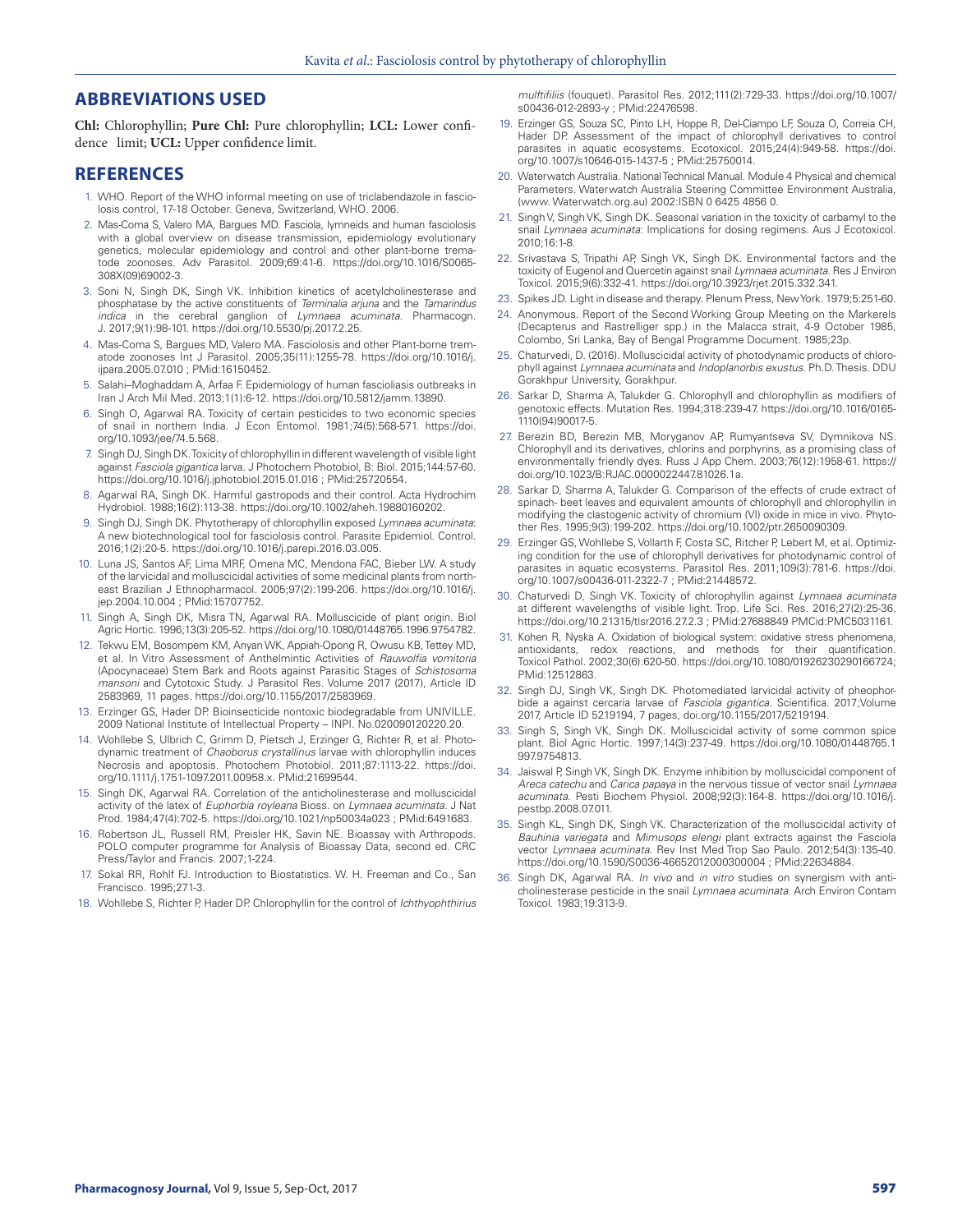## ABBREVIATIONS USED

**Chl:** Chlorophyllin; **Pure Chl:** Pure chlorophyllin; **LCL:** Lower confidence limit; **UCL:** Upper confidence limit.

## REFERENCES

1. WHO. Report of the WHO informal meeting on use of triclabendazole in fasciolosis control, 17-18 October. Geneva, Switzerland, WHO. 2006.
2. Mas-Coma S, Valero MA, Bargues MD. Fasciola, lymneids and human fasciolosis with a global overview on disease transmission, epidemiology evolutionary genetics, molecular epidemiology and control and other plant-borne trematode zoonoses. Adv Parasitol. 2009;69:41-6. https://doi.org/10.1016/S0065-308X(09)69002-3.
3. Soni N, Singh DK, Singh VK. Inhibition kinetics of acetylcholinesterase and phosphatase by the active constituents of *Terminalia arjuna* and the *Tamarindus indica* in the cerebral ganglion of *Lymnaea acuminata*. Pharmacogn. J. 2017;9(1):98-101. https://doi.org/10.5530/pj.2017.2.25.
4. Mas-Coma S, Bargues MD, Valero MA. Fasciolosis and other Plant-borne trematode zoonoses Int J Parasitol. 2005;35(11):1255-78. https://doi.org/10.1016/j.ijpara.2005.07.010 ; PMid:16150452.
5. Salahi–Moghaddam A, Arfaa F. Epidemiology of human fascioliasis outbreaks in Iran J Arch Mil Med. 2013;1(1):6-12. https://doi.org/10.5812/jamm.13890.
6. Singh O, Agarwal RA. Toxicity of certain pesticides to two economic species of snail in northern India. J Econ Entomol. 1981;74(5):568-571. https://doi.org/10.1093/jee/74.5.568.
7. Singh DJ, Singh DK. Toxicity of chlorophyllin in different wavelength of visible light against *Fasciola gigantica* larva. J Photochem Photobiol, B: Biol. 2015;144:57-60. https://doi.org/10.1016/j.jphotobiol.2015.01.016 ; PMid:25720554.
8. Agarwal RA, Singh DK. Harmful gastropods and their control. Acta Hydrochim Hydrobiol. 1988;16(2):113-38. https://doi.org/10.1002/aheh.19880160202.
9. Singh DJ, Singh DK. Phytotherapy of chlorophyllin exposed *Lymnaea acuminata*: A new biotechnological tool for fasciolosis control. Parasite Epidemiol. Control. 2016;1(2):20-5. https://doi.org/10.1016/j.parepi.2016.03.005.
10. Luna JS, Santos AF, Lima MRF, Omena MC, Mendona FAC, Bieber LW. A study of the larvicidal and molluscicidal activities of some medicinal plants from northeast Brazilian J Ethnopharmacol. 2005;97(2):199-206. https://doi.org/10.1016/j.jep.2004.10.004 ; PMid:15707752.
11. Singh A, Singh DK, Misra TN, Agarwal RA. Molluscicide of plant origin. Biol Agric Hortic. 1996;13(3):205-52. https://doi.org/10.1080/01448765.1996.9754782.
12. Tekwu EM, Bosompem KM, Anyan WK, Appiah-Opong R, Owusu KB, Tettey MD, et al. In Vitro Assessment of Anthelmintic Activities of *Rauwolfia vomitoria* (Apocynaceae) Stem Bark and Roots against Parasitic Stages of *Schistosoma mansoni* and Cytotoxic Study. J Parasitol Res. Volume 2017 (2017), Article ID 2583969, 11 pages. https://doi.org/10.1155/2017/2583969.
13. Erzinger GS, Hader DP. Bioinsecticide nontoxic biodegradable from UNIVILLE. 2009 National Institute of Intellectual Property – INPI. No.020090120220.20.
14. Wohllebe S, Ulbrich C, Grimm D, Pietsch J, Erzinger G, Richter R, et al. Photodynamic treatment of *Chaoborus crystallinus* larvae with chlorophyllin induces Necrosis and apoptosis. Photochem Photobiol. 2011;87:1113-22. https://doi.org/10.1111/j.1751-1097.2011.00958.x. PMid:21699544.
15. Singh DK, Agarwal RA. Correlation of the anticholinesterase and molluscicidal activity of the latex of *Euphorbia royleana* Bioss. on *Lymnaea acuminata*. J Nat Prod. 1984;47(4):702-5. https://doi.org/10.1021/np50034a023 ; PMid:6491683.
16. Robertson JL, Russell RM, Preisler HK, Savin NE. Bioassay with Arthropods. POLO computer programme for Analysis of Bioassay Data, second ed. CRC Press/Taylor and Francis. 2007;1-224.
17. Sokal RR, Rohlf FJ. Introduction to Biostatistics. W. H. Freeman and Co., San Francisco. 1995;271-3.
18. Wohllebe S, Richter P, Hader DP. Chlorophyllin for the control of *Ichthyophthirius mulftifiliis* (fouquet). Parasitol Res. 2012;111(2):729-33. https://doi.org/10.1007/s00436-012-2893-y ; PMid:22476598.
19. Erzinger GS, Souza SC, Pinto LH, Hoppe R, Del-Ciampo LF, Souza O, Correia CH, Hader DP. Assessment of the impact of chlorophyll derivatives to control parasites in aquatic ecosystems. Ecotoxicol. 2015;24(4):949-58. https://doi.org/10.1007/s10646-015-1437-5 ; PMid:25750014.
20. Waterwatch Australia. National Technical Manual. Module 4 Physical and chemical Parameters. Waterwatch Australia Steering Committee Environment Australia, (www. Waterwatch.org.au) 2002:ISBN 0 6425 4856 0.
21. Singh V, Singh VK, Singh DK. Seasonal variation in the toxicity of carbamyl to the snail *Lymnaea acuminata*: Implications for dosing regimens. Aus J Ecotoxicol. 2010;16:1-8.
22. Srivastava S, Tripathi AP, Singh VK, Singh DK. Environmental factors and the toxicity of Eugenol and Quercetin against snail *Lymnaea acuminata*. Res J Environ Toxicol. 2015;9(6):332-41. https://doi.org/10.3923/rjet.2015.332.341.
23. Spikes JD. Light in disease and therapy. Plenum Press, New York. 1979;5:251-60.
24. Anonymous. Report of the Second Working Group Meeting on the Markerels (Decapterus and Rastrelliger spp.) in the Malacca strait, 4-9 October 1985, Colombo, Sri Lanka, Bay of Bengal Programme Document. 1985;23p.
25. Chaturvedi, D. (2016). Molluscicidal activity of photodynamic products of chlorophyll against *Lymnaea acuminata* and *Indoplanorbis exustus*. Ph.D. Thesis. DDU Gorakhpur University, Gorakhpur.
26. Sarkar D, Sharma A, Talukder G. Chlorophyll and chlorophyllin as modifiers of genotoxic effects. Mutation Res. 1994;318:239-47. https://doi.org/10.1016/0165-1110(94)90017-5.
27. Berezin BD, Berezin MB, Moryganov AP, Rumyantseva SV, Dymnikova NS. Chlorophyll and its derivatives, chlorins and porphyrins, as a promising class of environmentally friendly dyes. Russ J App Chem. 2003;76(12):1958-61. https://doi.org/10.1023/B:RJAC.0000022447.81026.1a.
28. Sarkar D, Sharma A, Talukder G. Comparison of the effects of crude extract of spinach- beet leaves and equivalent amounts of chlorophyll and chlorophyllin in modifying the clastogenic activity of chromium (VI) oxide in mice in vivo. Phytother Res. 1995;9(3):199-202. https://doi.org/10.1002/ptr.2650090309.
29. Erzinger GS, Wohllebe S, Vollarth F, Costa SC, Ritcher P, Lebert M, et al. Optimizing condition for the use of chlorophyll derivatives for photodynamic control of parasites in aquatic ecosystems. Parasitol Res. 2011;109(3):781-6. https://doi.org/10.1007/s00436-011-2322-7 ; PMid:21448572.
30. Chaturvedi D, Singh VK. Toxicity of chlorophyllin against *Lymnaea acuminata* at different wavelengths of visible light. Trop. Life Sci. Res. 2016;27(2):25-36. https://doi.org/10.21315/tlsr2016.27.2.3 ; PMid:27688849 PMCid:PMC5031161.
31. Kohen R, Nyska A. Oxidation of biological system: oxidative stress phenomena, antioxidants, redox reactions, and methods for their quantification. Toxicol Pathol. 2002;30(6):620-50. https://doi.org/10.1080/01926230290166724; PMid:12512863.
32. Singh DJ, Singh VK, Singh DK. Photomediated larvicidal activity of pheophorbide a against cercaria larvae of *Fasciola gigantica*. Scientifica. 2017;Volume 2017, Article ID 5219194, 7 pages, doi.org/10.1155/2017/5219194.
33. Singh S, Singh VK, Singh DK. Molluscicidal activity of some common spice plant. Biol Agric Hortic. 1997;14(3):237-49. https://doi.org/10.1080/01448765.1997.9754813.
34. Jaiswal P, Singh VK, Singh DK. Enzyme inhibition by molluscicidal component of *Areca catechu* and *Carica papaya* in the nervous tissue of vector snail *Lymnaea acuminata*. Pesti Biochem Physiol. 2008;92(3):164-8. https://doi.org/10.1016/j.pestbp.2008.07.011.
35. Singh KL, Singh DK, Singh VK. Characterization of the molluscicidal activity of *Bauhinia variegata* and *Mimusops elengi* plant extracts against the Fasciola vector *Lymnaea acuminata*. Rev Inst Med Trop Sao Paulo. 2012;54(3):135-40. https://doi.org/10.1590/S0036-46652012000300004 ; PMid:22634884.
36. Singh DK, Agarwal RA. *In vivo* and *in vitro* studies on synergism with anticholinesterase pesticide in the snail *Lymnaea acuminata*. Arch Environ Contam Toxicol. 1983;19:313-9.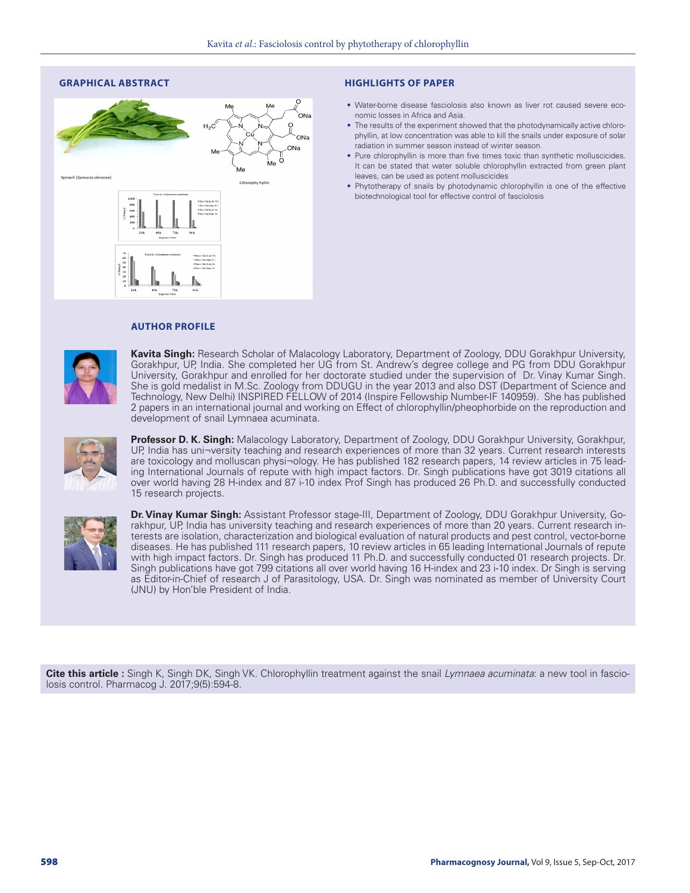## GRAPHICAL ABSTRACT

Spinach (*Spinacia oleracea*)

Chlorophy hyllin

Toxicity of *Lymnaea acuminata*

Exposure Time

Toxicity of *Lymnaea acuminata*

Exposure Time

## HIGHLIGHTS OF PAPER

- Water-borne disease fasciolosis also known as liver rot caused severe economic losses in Africa and Asia.
- The results of the experiment showed that the photodynamically active chlorophyllin, at low concentration was able to kill the snails under exposure of solar radiation in summer season instead of winter season.
- Pure chlorophyllin is more than five times toxic than synthetic molluscicides. It can be stated that water soluble chlorophyllin extracted from green plant leaves, can be used as potent molluscicides
- Phytotherapy of snails by photodynamic chlorophyllin is one of the effective biotechnological tool for effective control of fasciolosis

## AUTHOR PROFILE

**Kavita Singh:** Research Scholar of Malacology Laboratory, Department of Zoology, DDU Gorakhpur University, Gorakhpur, UP, India. She completed her UG from St. Andrew's degree college and PG from DDU Gorakhpur University, Gorakhpur and enrolled for her doctorate studied under the supervision of Dr. Vinay Kumar Singh. She is gold medalist in M.Sc. Zoology from DDUGU in the year 2013 and also DST (Department of Science and Technology, New Delhi) INSPIRED FELLOW of 2014 (Inspire Fellowship Number-IF 140959). She has published 2 papers in an international journal and working on Effect of chlorophyllin/pheophorbide on the reproduction and development of snail Lymnaea acuminata.

**Professor D. K. Singh:** Malacology Laboratory, Department of Zoology, DDU Gorakhpur University, Gorakhpur, UP, India has uni¬versity teaching and research experiences of more than 32 years. Current research interests are toxicology and molluscan physi¬ology. He has published 182 research papers, 14 review articles in 75 leading International Journals of repute with high impact factors. Dr. Singh publications have got 3019 citations all over world having 28 H-index and 87 i-10 index Prof Singh has produced 26 Ph.D. and successfully conducted 15 research projects.

**Dr. Vinay Kumar Singh:** Assistant Professor stage-III, Department of Zoology, DDU Gorakhpur University, Gorakhpur, UP, India has university teaching and research experiences of more than 20 years. Current research interests are isolation, characterization and biological evaluation of natural products and pest control, vector-borne diseases. He has published 111 research papers, 10 review articles in 65 leading International Journals of repute with high impact factors. Dr. Singh has produced 11 Ph.D. and successfully conducted 01 research projects. Dr. Singh publications have got 799 citations all over world having 16 H-index and 23 i-10 index. Dr Singh is serving as Editor-in-Chief of research J of Parasitology, USA. Dr. Singh was nominated as member of University Court (JNU) by Hon'ble President of India.

**Cite this article :** Singh K, Singh DK, Singh VK. Chlorophyllin treatment against the snail *Lymnaea acuminata*: a new tool in fasciolosis control. Pharmacog J. 2017;9(5):594-8.